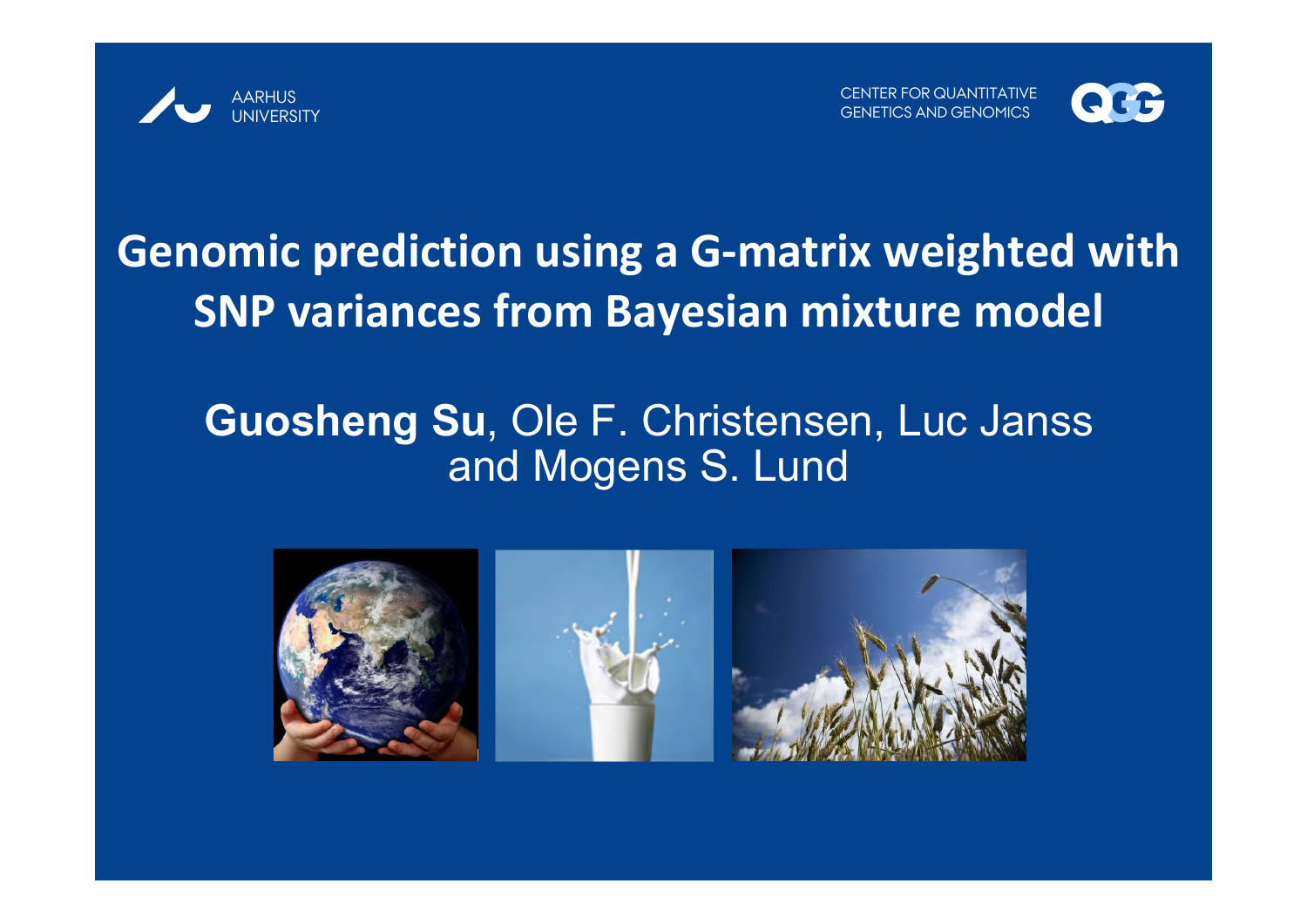AARHUS UNIVERSITY

CENTER FOR QUANTITATIVE GENETICS AND GENOMICS

# Genomic prediction using a G-matrix weighted with SNP variances from Bayesian mixture model

**Guosheng Su**, Ole F. Christensen, Luc Janss and Mogens S. Lund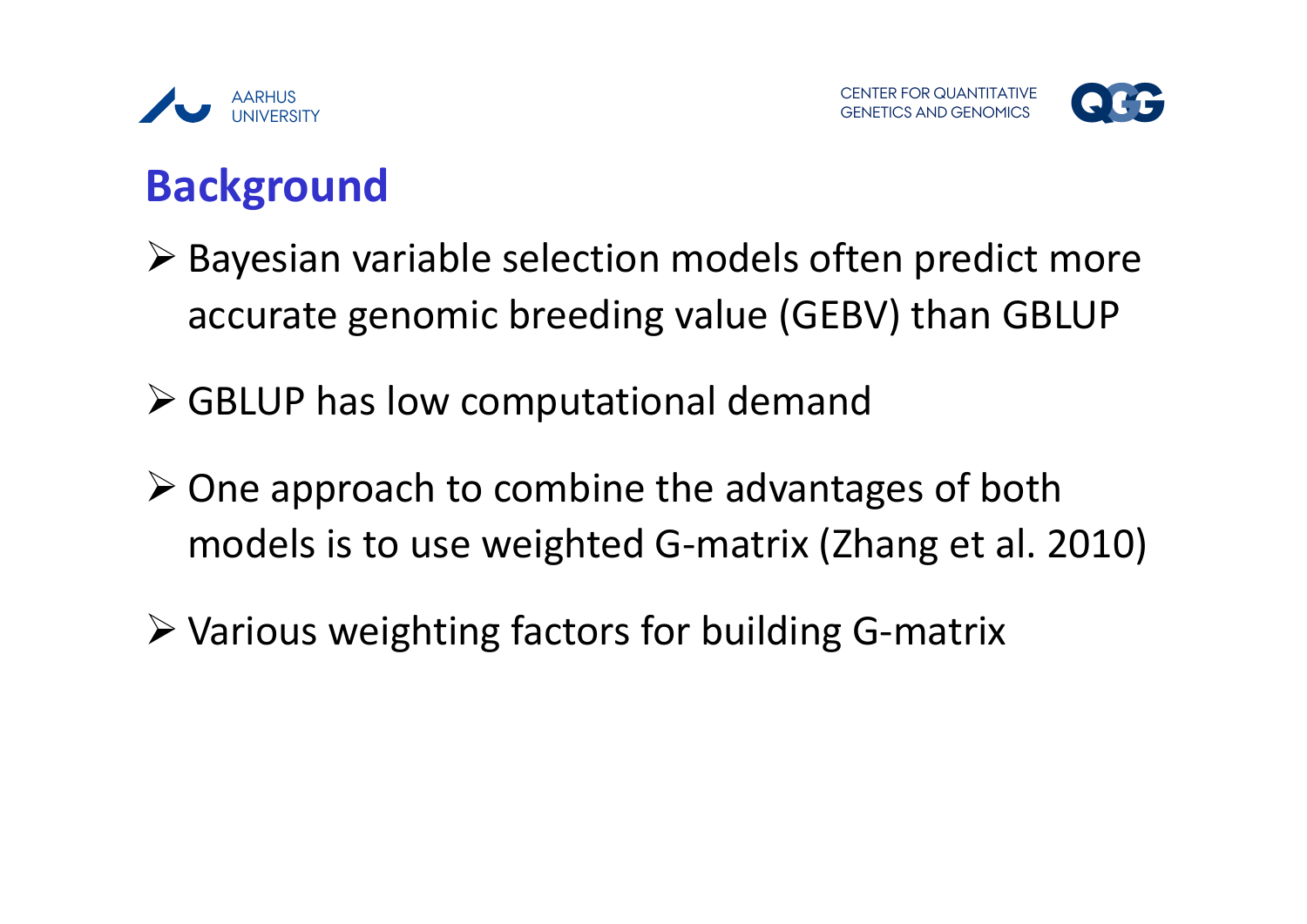## Background

- Bayesian variable selection models often predict more accurate genomic breeding value (GEBV) than GBLUP
- GBLUP has low computational demand
- One approach to combine the advantages of both models is to use weighted G-matrix (Zhang et al. 2010)
- Various weighting factors for building G-matrix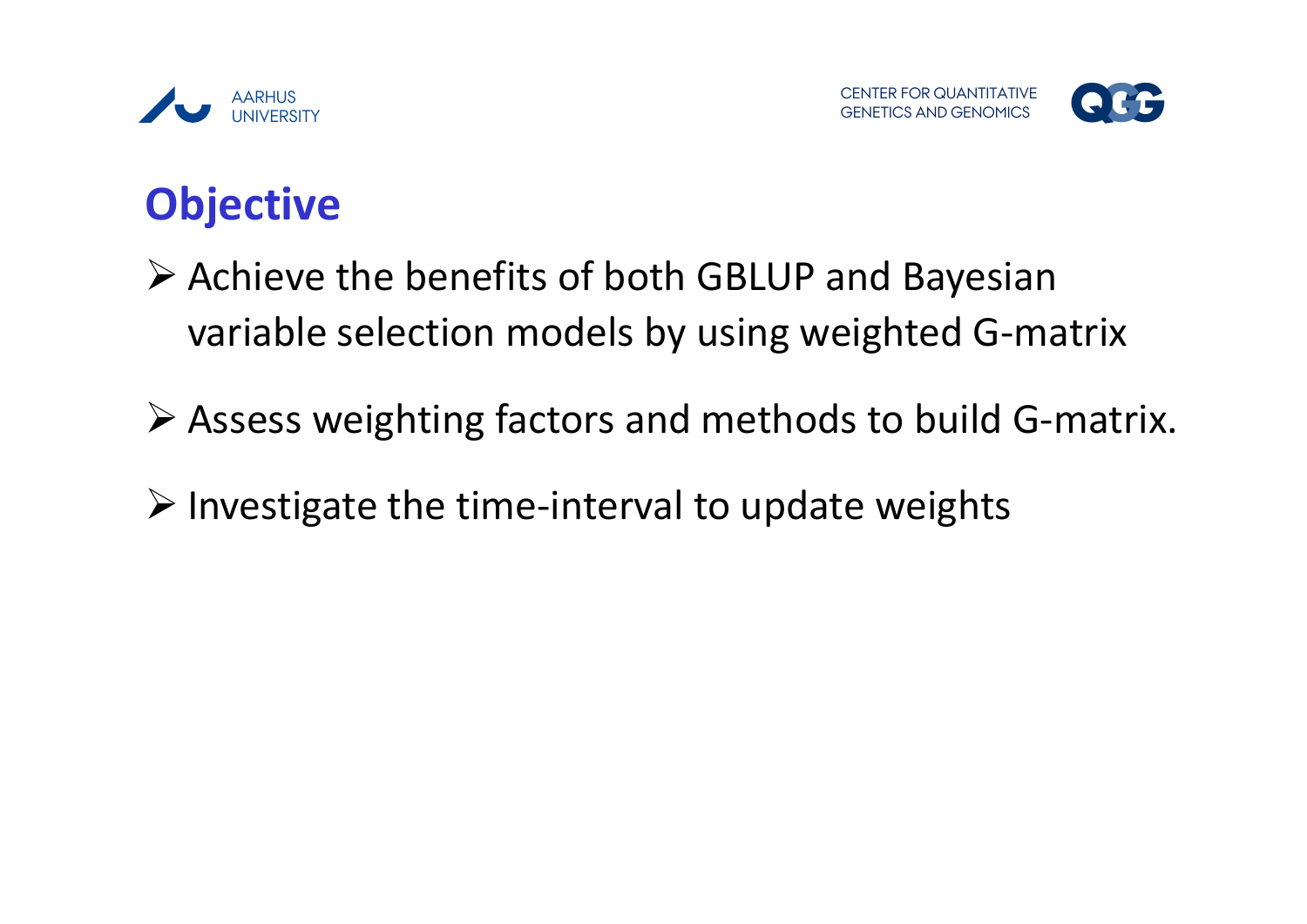# Objective

- Achieve the benefits of both GBLUP and Bayesian variable selection models by using weighted G-matrix
- Assess weighting factors and methods to build G-matrix.
- Investigate the time-interval to update weights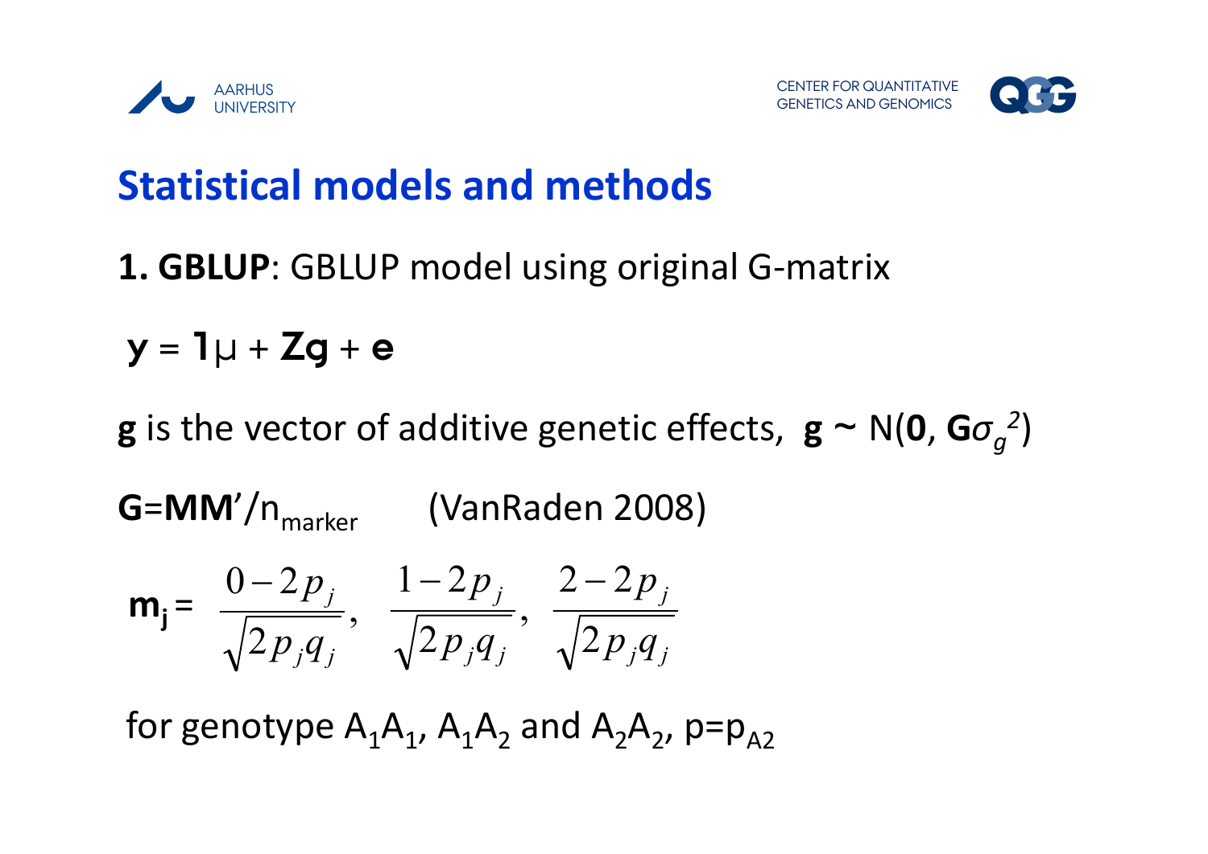## Statistical models and methods

**1. GBLUP**: GBLUP model using original G-matrix

$\mathbf{y} = \mathbf{1}\mu + \mathbf{Zg} + \mathbf{e}$

**g** is the vector of additive genetic effects, $\mathbf{g} \sim N(\mathbf{0}, \mathbf{G}\sigma_g^2)$

$\mathbf{G}=\mathbf{MM}'/n_{marker}$ (VanRaden 2008)

$$\mathbf{m_j} = \frac{0-2p_j}{\sqrt{2p_jq_j}}, \quad \frac{1-2p_j}{\sqrt{2p_jq_j}}, \quad \frac{2-2p_j}{\sqrt{2p_jq_j}}$$

for genotype $A_1A_1$, $A_1A_2$ and $A_2A_2$, $p=p_{A2}$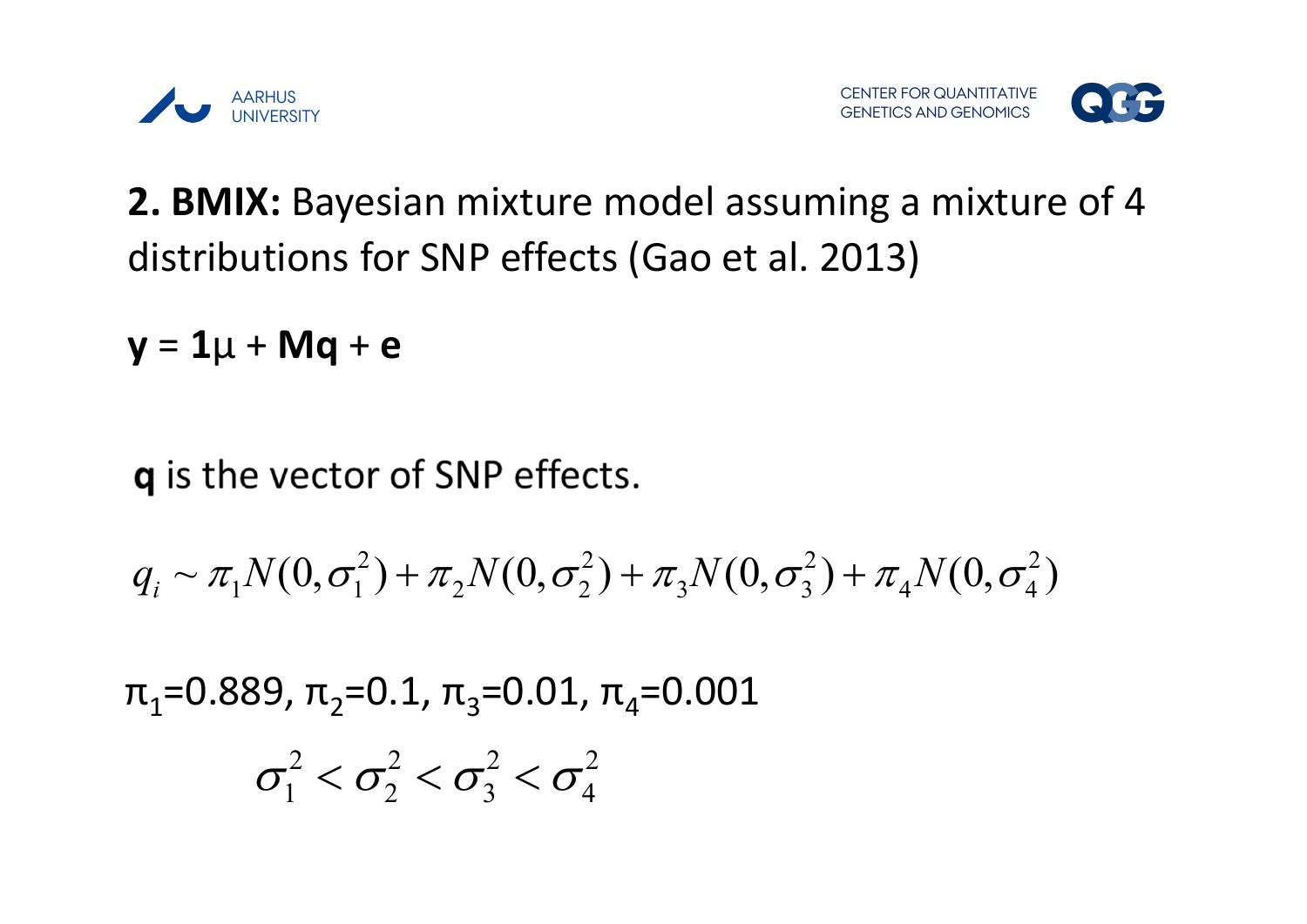**2. BMIX:** Bayesian mixture model assuming a mixture of 4 distributions for SNP effects (Gao et al. 2013)

**y** = **1**μ + **Mq** + **e**

**q** is the vector of SNP effects.

$$q_i \sim \pi_1 N(0,\sigma_1^2) + \pi_2 N(0,\sigma_2^2) + \pi_3 N(0,\sigma_3^2) + \pi_4 N(0,\sigma_4^2)$$

$\pi_1$=0.889, $\pi_2$=0.1, $\pi_3$=0.01, $\pi_4$=0.001

$$\sigma_1^2 < \sigma_2^2 < \sigma_3^2 < \sigma_4^2$$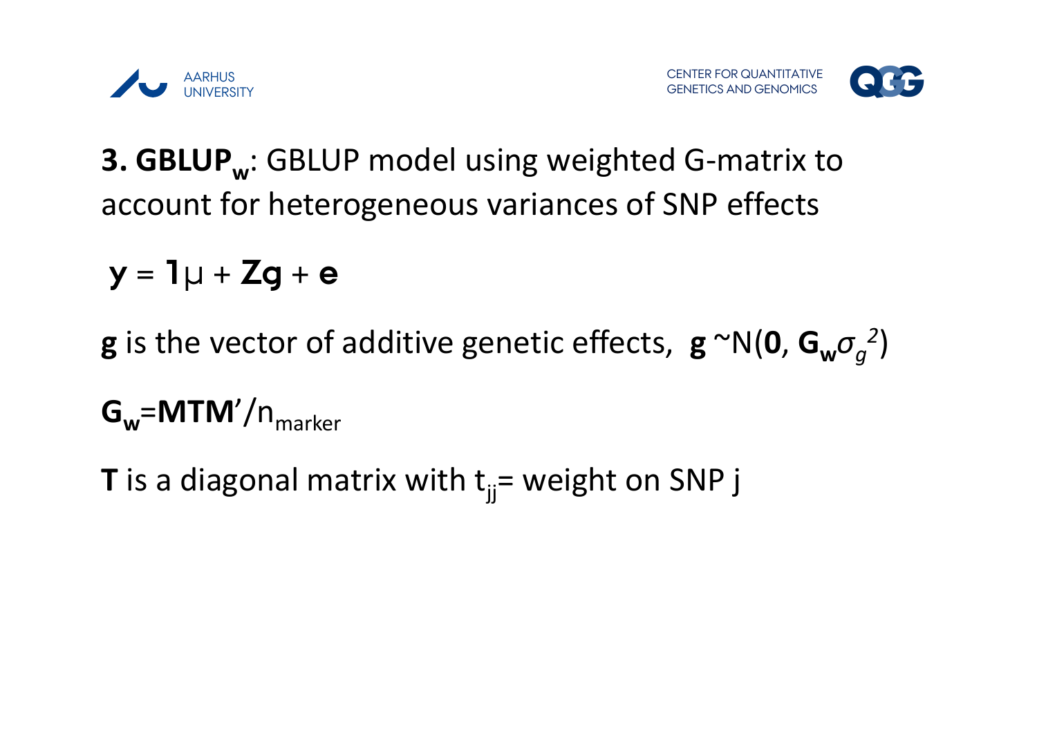**3. $\mathbf{GBLUP_w}$**: GBLUP model using weighted G-matrix to account for heterogeneous variances of SNP effects

$$\mathbf{y} = \mathbf{1}\mu + \mathbf{Zg} + \mathbf{e}$$

**g** is the vector of additive genetic effects, $\mathbf{g} \sim N(\mathbf{0}, \mathbf{G_w}\sigma_g^2)$

$\mathbf{G_w} = \mathbf{MTM}'/n_{marker}$

**T** is a diagonal matrix with $t_{jj}$= weight on SNP j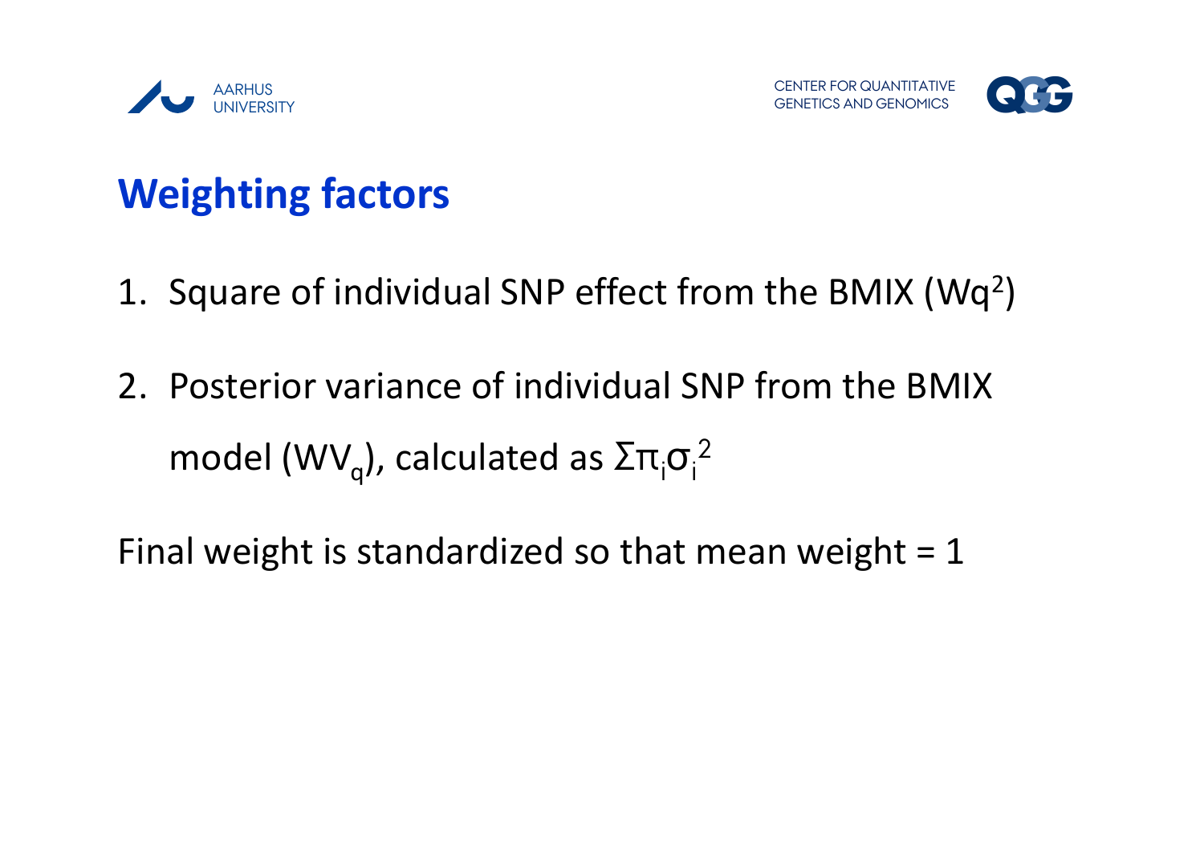# Weighting factors

1. Square of individual SNP effect from the BMIX ($Wq^2$)

2. Posterior variance of individual SNP from the BMIX model ($WV_q$), calculated as $\Sigma\pi_i\sigma_i^2$

Final weight is standardized so that mean weight = 1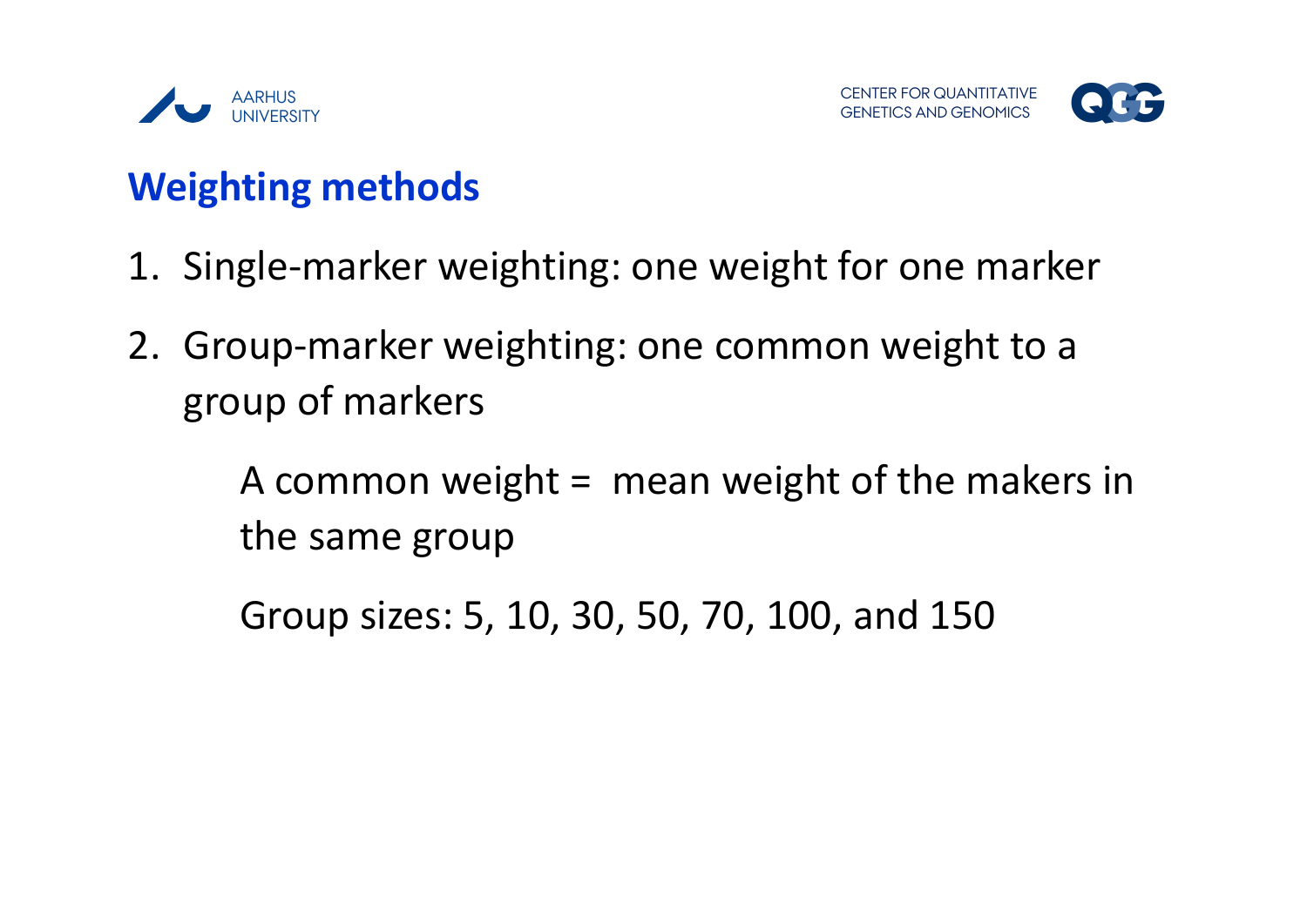## Weighting methods

1. Single-marker weighting: one weight for one marker
2. Group-marker weighting: one common weight to a group of markers

   A common weight = mean weight of the makers in the same group

   Group sizes: 5, 10, 30, 50, 70, 100, and 150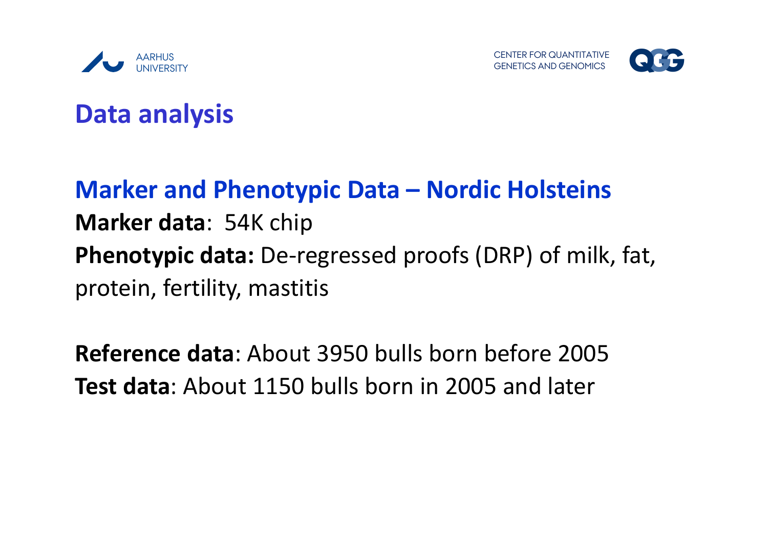# Data analysis

## Marker and Phenotypic Data – Nordic Holsteins

**Marker data**: 54K chip

**Phenotypic data:** De-regressed proofs (DRP) of milk, fat, protein, fertility, mastitis

**Reference data**: About 3950 bulls born before 2005

**Test data**: About 1150 bulls born in 2005 and later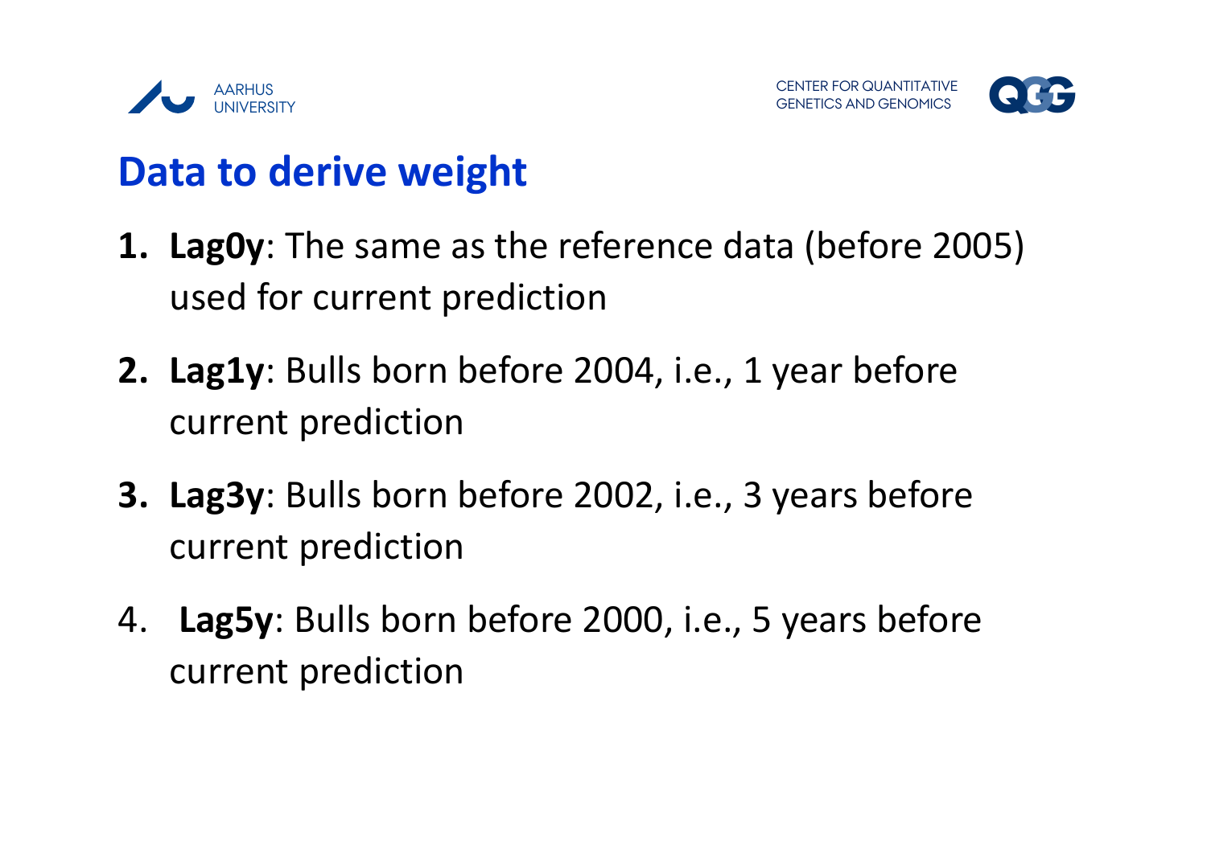# Data to derive weight

1. **Lag0y**: The same as the reference data (before 2005) used for current prediction
2. **Lag1y**: Bulls born before 2004, i.e., 1 year before current prediction
3. **Lag3y**: Bulls born before 2002, i.e., 3 years before current prediction
4. **Lag5y**: Bulls born before 2000, i.e., 5 years before current prediction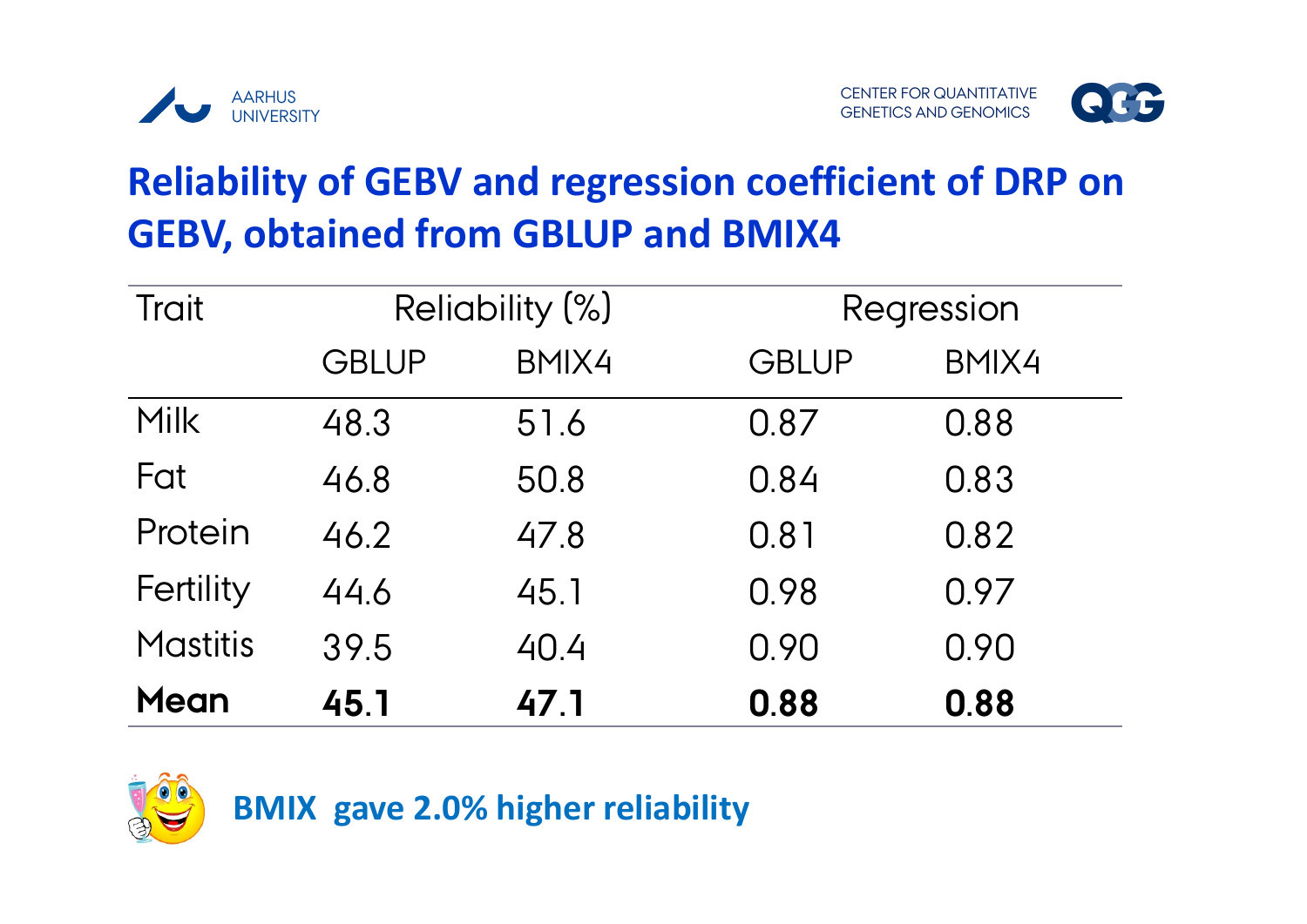## Reliability of GEBV and regression coefficient of DRP on GEBV, obtained from GBLUP and BMIX4

| Trait | Reliability (%) | | Regression | |
|---|---|---|---|---|
| | GBLUP | BMIX4 | GBLUP | BMIX4 |
| Milk | 48.3 | 51.6 | 0.87 | 0.88 |
| Fat | 46.8 | 50.8 | 0.84 | 0.83 |
| Protein | 46.2 | 47.8 | 0.81 | 0.82 |
| Fertility | 44.6 | 45.1 | 0.98 | 0.97 |
| Mastitis | 39.5 | 40.4 | 0.90 | 0.90 |
| **Mean** | **45.1** | **47.1** | **0.88** | **0.88** |

**BMIX gave 2.0% higher reliability**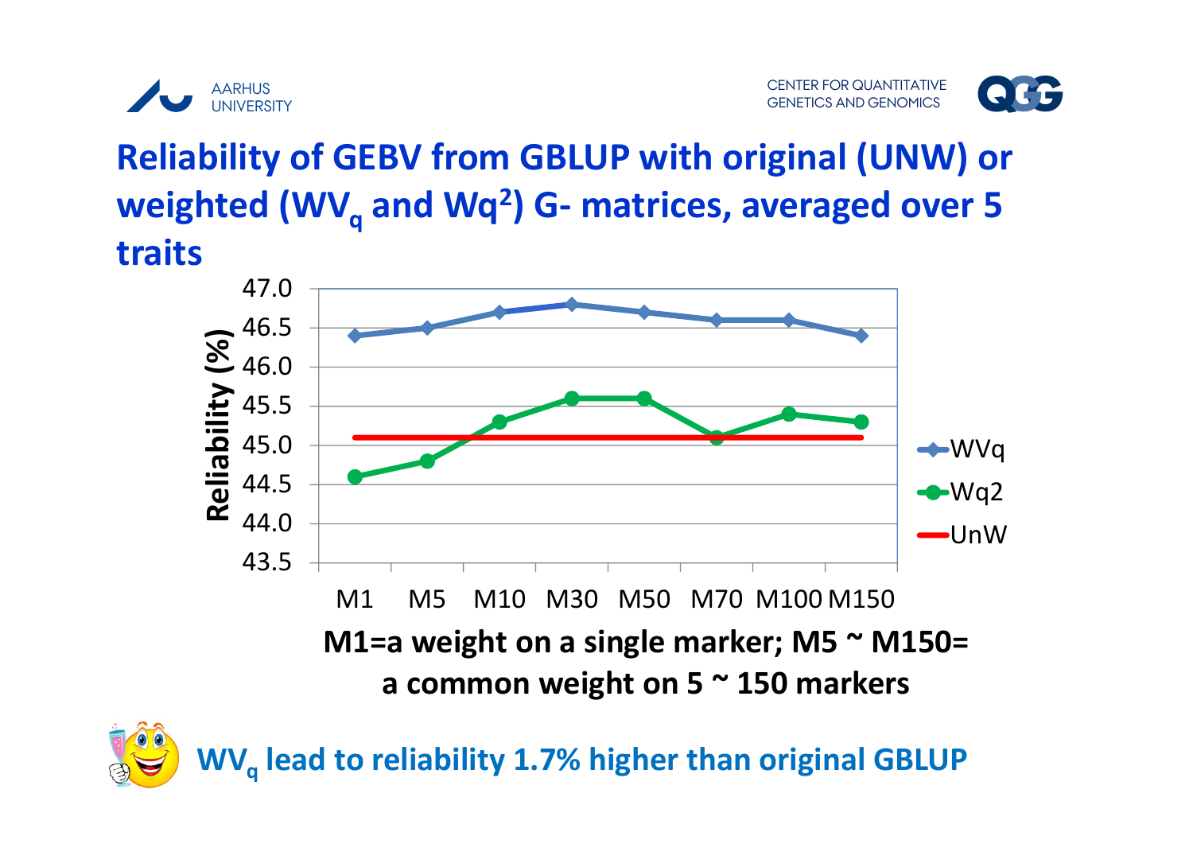# Reliability of GEBV from GBLUP with original (UNW) or weighted ($WV_q$ and $Wq^2$) G- matrices, averaged over 5 traits

| | M1 | M5 | M10 | M30 | M50 | M70 | M100 | M150 |
|---|---|---|---|---|---|---|---|---|
| WVq | 46.4 | 46.5 | 46.7 | 46.8 | 46.7 | 46.6 | 46.6 | 46.4 |
| Wq2 | 44.6 | 44.8 | 45.3 | 45.6 | 45.6 | 45.1 | 45.4 | 45.3 |
| UnW | 45.1 | 45.1 | 45.1 | 45.1 | 45.1 | 45.1 | 45.1 | 45.1 |

Reliability (%)

**M1=a weight on a single marker; M5 ~ M150= a common weight on 5 ~ 150 markers**

**$WV_q$ lead to reliability 1.7% higher than original GBLUP**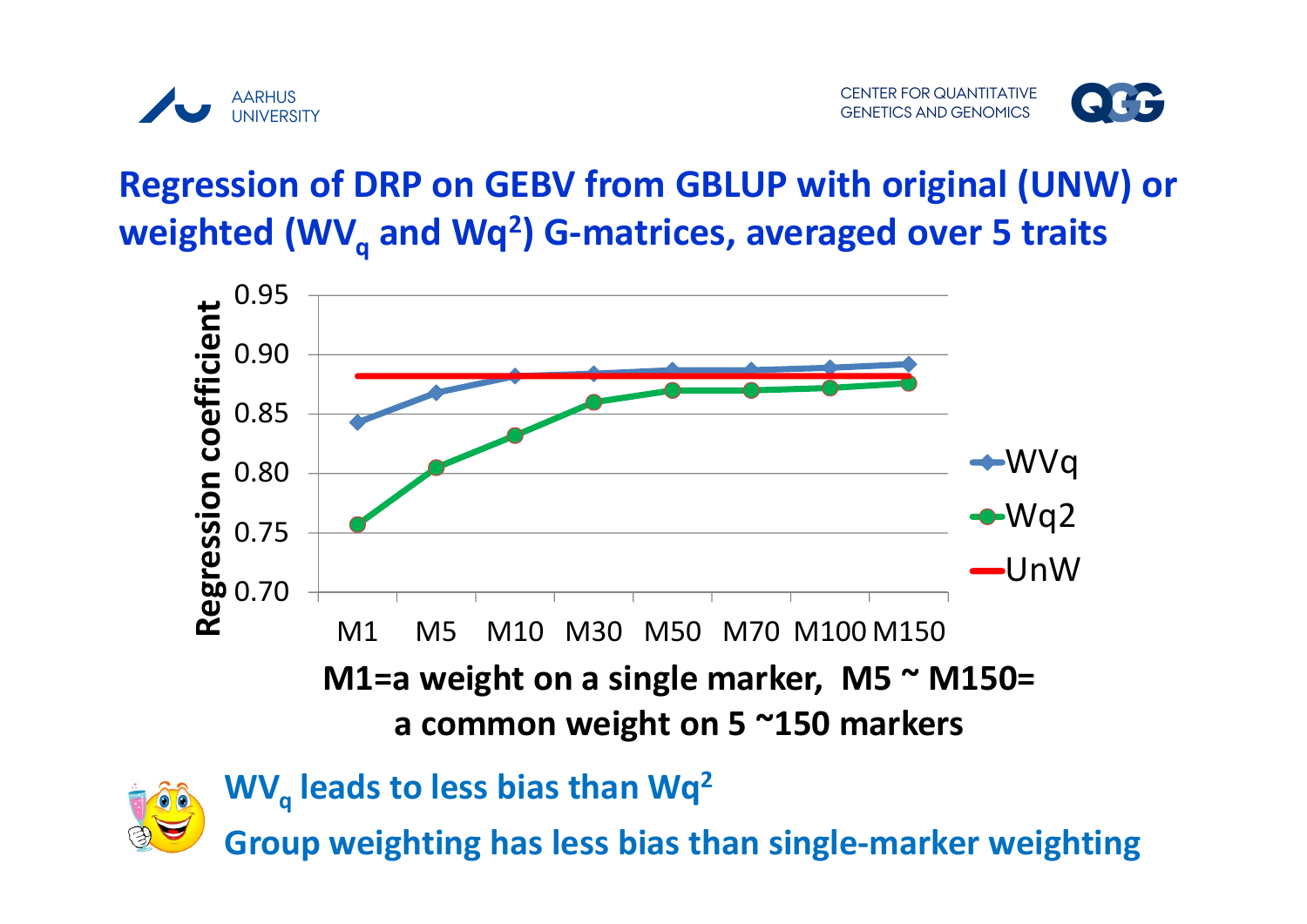# Regression of DRP on GEBV from GBLUP with original (UNW) or weighted ($WV_q$ and $Wq^2$) G-matrices, averaged over 5 traits

**M1=a weight on a single marker, M5 ~ M150= a common weight on 5 ~150 markers**

**$WV_q$ leads to less bias than $Wq^2$**

**Group weighting has less bias than single-marker weighting**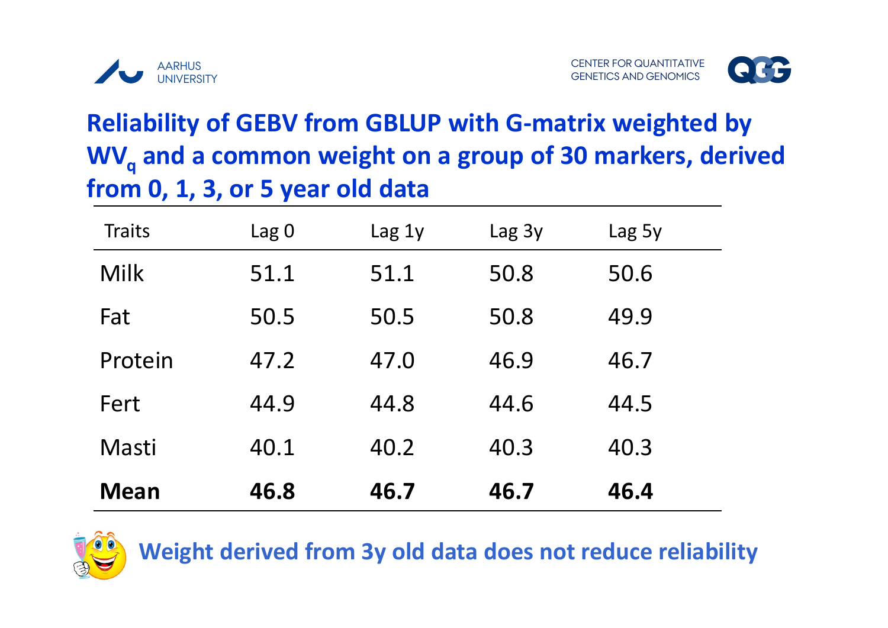## Reliability of GEBV from GBLUP with G-matrix weighted by $WV_q$ and a common weight on a group of 30 markers, derived from 0, 1, 3, or 5 year old data

| Traits | Lag 0 | Lag 1y | Lag 3y | Lag 5y |
|---|---|---|---|---|
| Milk | 51.1 | 51.1 | 50.8 | 50.6 |
| Fat | 50.5 | 50.5 | 50.8 | 49.9 |
| Protein | 47.2 | 47.0 | 46.9 | 46.7 |
| Fert | 44.9 | 44.8 | 44.6 | 44.5 |
| Masti | 40.1 | 40.2 | 40.3 | 40.3 |
| **Mean** | **46.8** | **46.7** | **46.7** | **46.4** |

**Weight derived from 3y old data does not reduce reliability**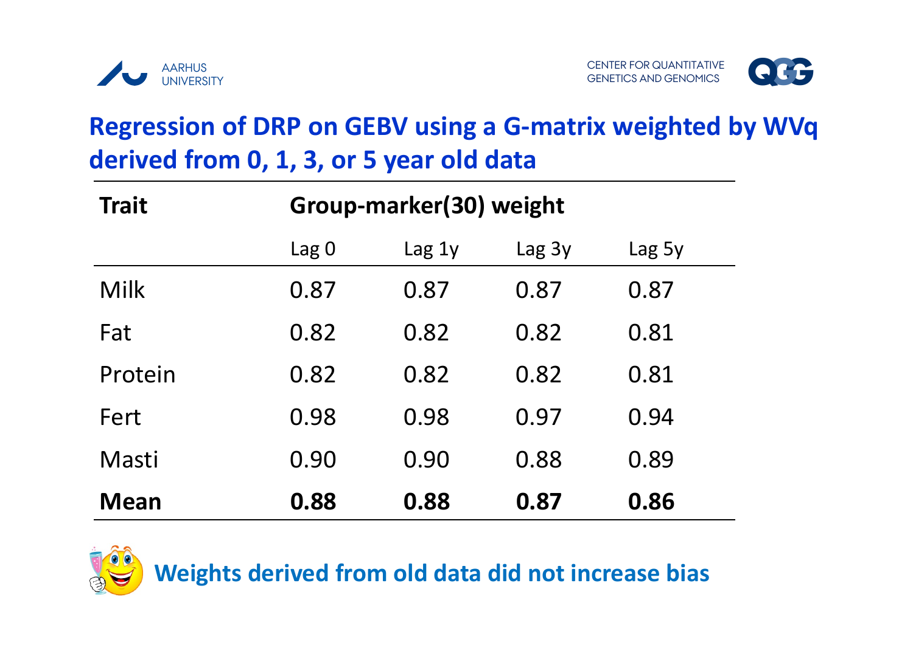## Regression of DRP on GEBV using a G-matrix weighted by WVq derived from 0, 1, 3, or 5 year old data

| Trait | Group-marker(30) weight | | | |
|---|---|---|---|---|
| | Lag 0 | Lag 1y | Lag 3y | Lag 5y |
| Milk | 0.87 | 0.87 | 0.87 | 0.87 |
| Fat | 0.82 | 0.82 | 0.82 | 0.81 |
| Protein | 0.82 | 0.82 | 0.82 | 0.81 |
| Fert | 0.98 | 0.98 | 0.97 | 0.94 |
| Masti | 0.90 | 0.90 | 0.88 | 0.89 |
| **Mean** | **0.88** | **0.88** | **0.87** | **0.86** |

**Weights derived from old data did not increase bias**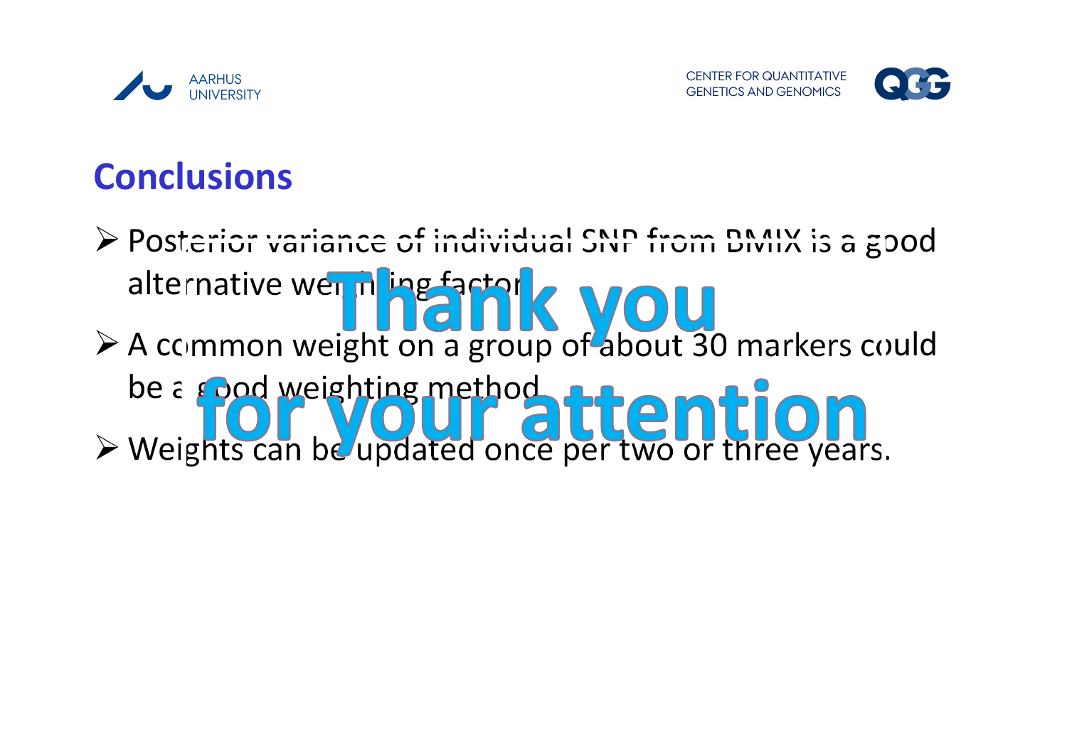# Conclusions

- Posterior variance of individual SNP from BMIX is a good alternative weighting factor.
- A common weight on a group of about 30 markers could be a good weighting method.
- Weights can be updated once per two or three years.

**Thank you for your attention**